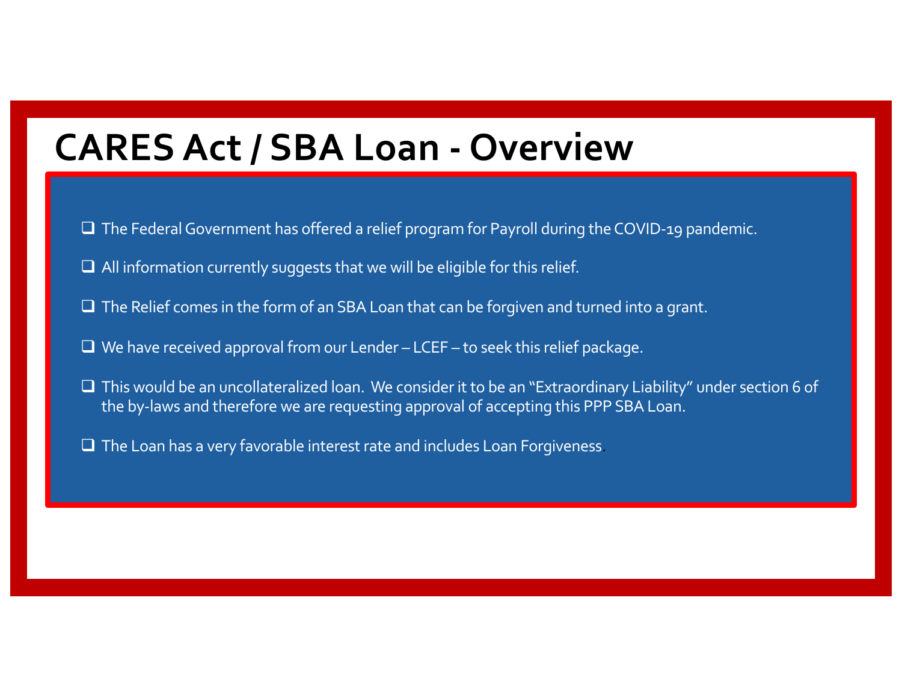# CARES Act / SBA Loan - Overview

- The Federal Government has offered a relief program for Payroll during the COVID-19 pandemic.
- All information currently suggests that we will be eligible for this relief.
- The Relief comes in the form of an SBA Loan that can be forgiven and turned into a grant.
- We have received approval from our Lender – LCEF – to seek this relief package.
- This would be an uncollateralized loan. We consider it to be an "Extraordinary Liability" under section 6 of the by-laws and therefore we are requesting approval of accepting this PPP SBA Loan.
- The Loan has a very favorable interest rate and includes Loan Forgiveness.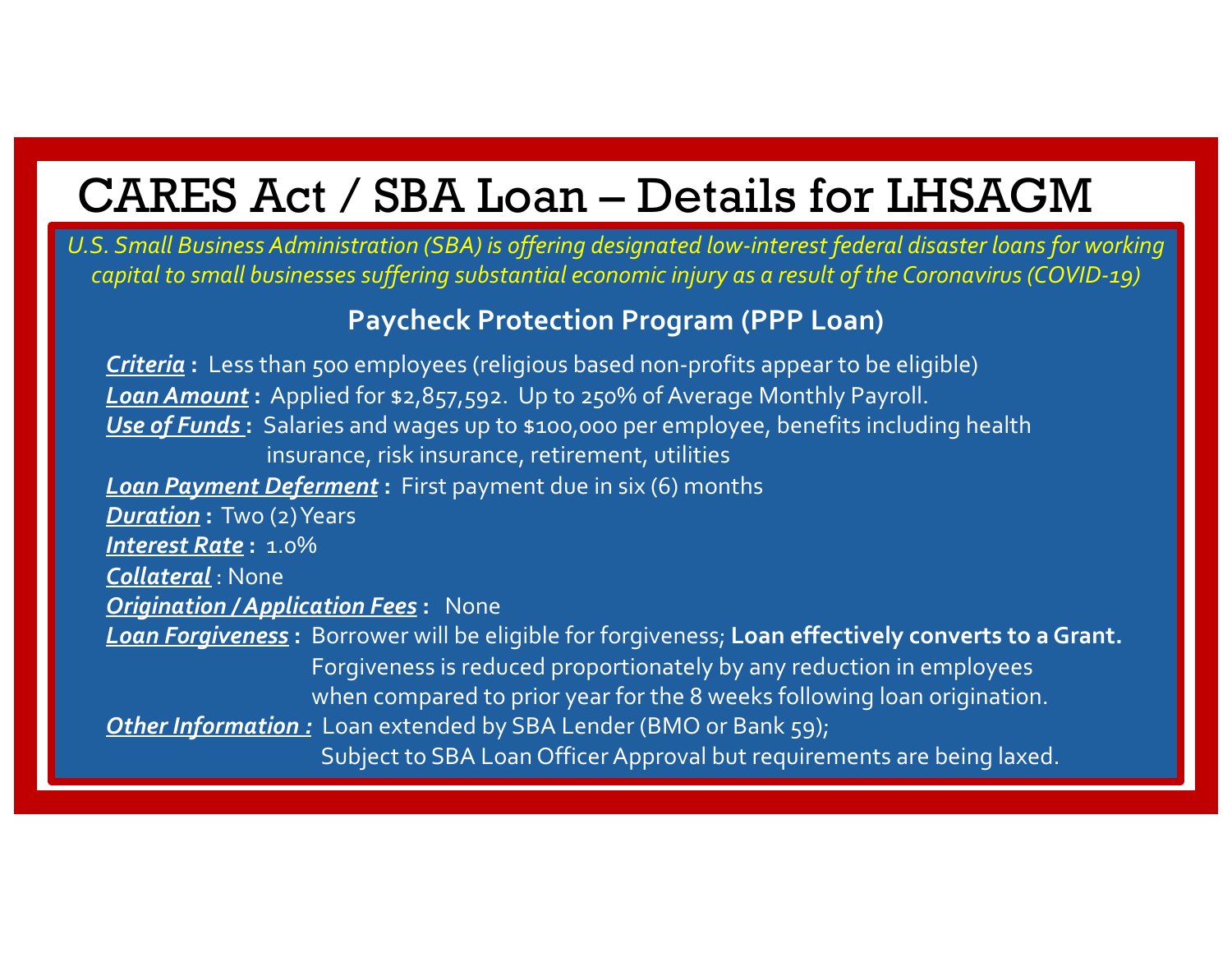# CARES Act / SBA Loan – Details for LHSAGM

*U.S. Small Business Administration (SBA) is offering designated low-interest federal disaster loans for working capital to small businesses suffering substantial economic injury as a result of the Coronavirus (COVID-19)*

## Paycheck Protection Program (PPP Loan)

***Criteria*** **:** Less than 500 employees (religious based non-profits appear to be eligible)

***Loan Amount*** **:** Applied for $2,857,592. Up to 250% of Average Monthly Payroll.

***Use of Funds*** **:** Salaries and wages up to $100,000 per employee, benefits including health insurance, risk insurance, retirement, utilities

***Loan Payment Deferment*** **:** First payment due in six (6) months

***Duration*** **:** Two (2) Years

***Interest Rate*** **:** 1.0%

***Collateral*** : None

***Origination / Application Fees*** **:** None

***Loan Forgiveness*** **:** Borrower will be eligible for forgiveness; **Loan effectively converts to a Grant.** Forgiveness is reduced proportionately by any reduction in employees when compared to prior year for the 8 weeks following loan origination.

***Other Information :*** Loan extended by SBA Lender (BMO or Bank 59); Subject to SBA Loan Officer Approval but requirements are being laxed.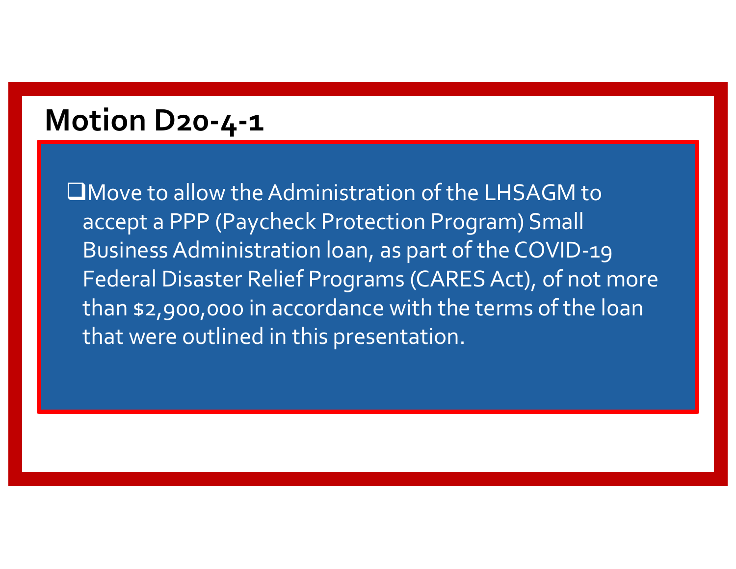# Motion D20-4-1

- Move to allow the Administration of the LHSAGM to accept a PPP (Paycheck Protection Program) Small Business Administration loan, as part of the COVID-19 Federal Disaster Relief Programs (CARES Act), of not more than $2,900,000 in accordance with the terms of the loan that were outlined in this presentation.